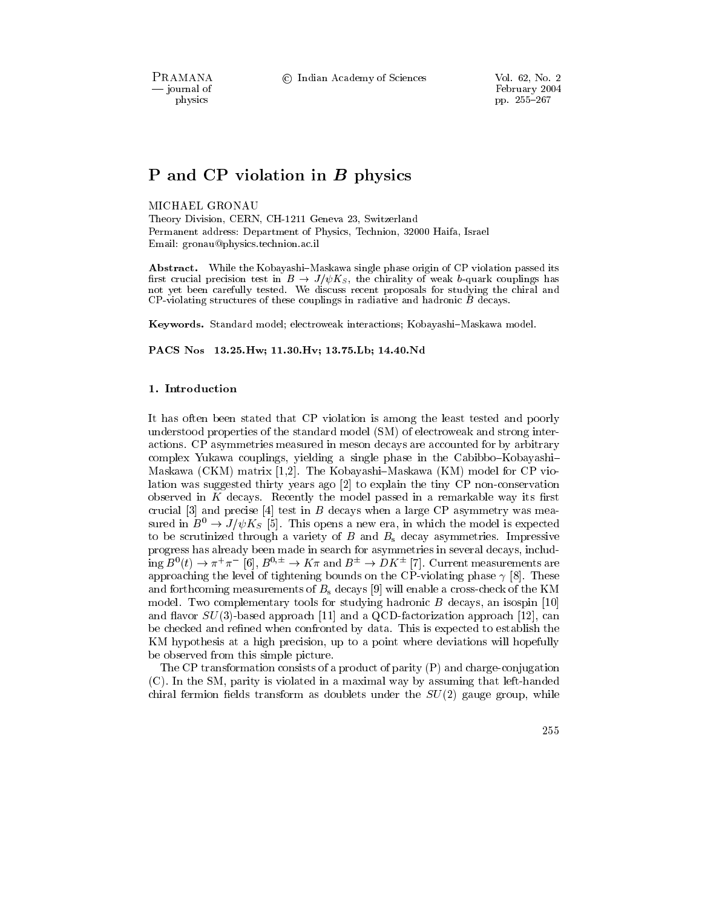# P and CP violation in $B$ physics

MICHAEL GRONAU

Theory Division, CERN, CH-1211 Geneva 23, Switzerland

Permanent address: Department of Physics, Technion, 32000 Haifa, Israel

Email: gronau@physics.technion.ac.il

**Abstract.** While the Kobayashi–Maskawa single phase origin of CP violation passed its first crucial precision test in $B \to J/\psi K_S$, the chirality of weak $b$-quark couplings has not yet been carefully tested. We discuss recent proposals for studying the chiral and CP-violating structures of these couplings in radiative and hadronic $B$ decays.

**Keywords.** Standard model; electroweak interactions; Kobayashi–Maskawa model.

**PACS Nos 13.25.Hw; 11.30.Hv; 13.75.Lb; 14.40.Nd**

## 1. Introduction

It has often been stated that CP violation is among the least tested and poorly understood properties of the standard model (SM) of electroweak and strong interactions. CP asymmetries measured in meson decays are accounted for by arbitrary complex Yukawa couplings, yielding a single phase in the Cabibbo–Kobayashi–Maskawa (CKM) matrix [1,2]. The Kobayashi–Maskawa (KM) model for CP violation was suggested thirty years ago [2] to explain the tiny CP non-conservation observed in $K$ decays. Recently the model passed in a remarkable way its first crucial [3] and precise [4] test in $B$ decays when a large CP asymmetry was measured in $B^0 \to J/\psi K_S$ [5]. This opens a new era, in which the model is expected to be scrutinized through a variety of $B$ and $B_s$ decay asymmetries. Impressive progress has already been made in search for asymmetries in several decays, including $B^0(t) \to \pi^+\pi^-$ [6], $B^{0,\pm} \to K\pi$ and $B^\pm \to DK^\pm$ [7]. Current measurements are approaching the level of tightening bounds on the CP-violating phase $\gamma$ [8]. These and forthcoming measurements of $B_s$ decays [9] will enable a cross-check of the KM model. Two complementary tools for studying hadronic $B$ decays, an isospin [10] and flavor $SU(3)$-based approach [11] and a QCD-factorization approach [12], can be checked and refined when confronted by data. This is expected to establish the KM hypothesis at a high precision, up to a point where deviations will hopefully be observed from this simple picture.

The CP transformation consists of a product of parity (P) and charge-conjugation (C). In the SM, parity is violated in a maximal way by assuming that left-handed chiral fermion fields transform as doublets under the $SU(2)$ gauge group, while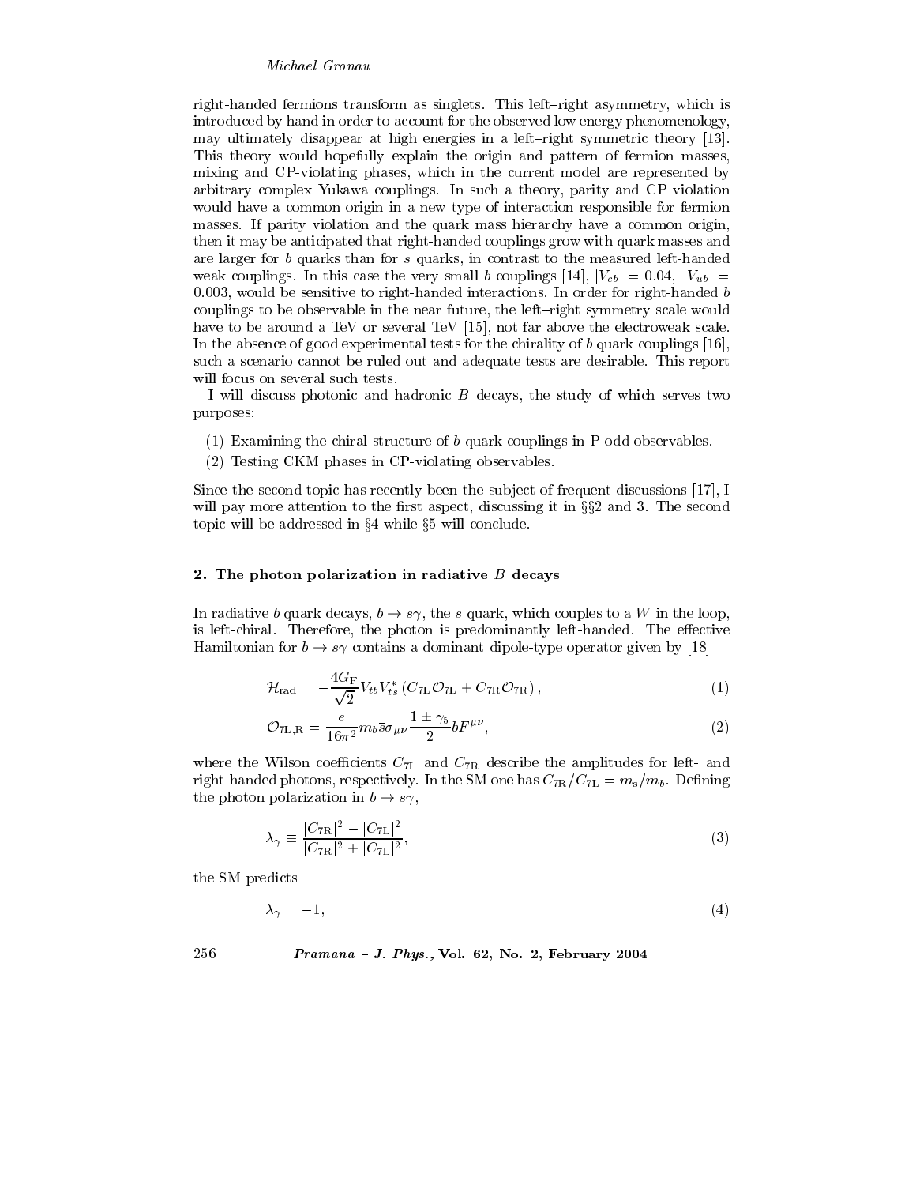right-handed fermions transform as singlets. This left–right asymmetry, which is introduced by hand in order to account for the observed low energy phenomenology, may ultimately disappear at high energies in a left–right symmetric theory [13]. This theory would hopefully explain the origin and pattern of fermion masses, mixing and CP-violating phases, which in the current model are represented by arbitrary complex Yukawa couplings. In such a theory, parity and CP violation would have a common origin in a new type of interaction responsible for fermion masses. If parity violation and the quark mass hierarchy have a common origin, then it may be anticipated that right-handed couplings grow with quark masses and are larger for $b$ quarks than for $s$ quarks, in contrast to the measured left-handed weak couplings. In this case the very small $b$ couplings [14], $|V_{cb}| = 0.04$, $|V_{ub}| = 0.003$, would be sensitive to right-handed interactions. In order for right-handed $b$ couplings to be observable in the near future, the left–right symmetry scale would have to be around a TeV or several TeV [15], not far above the electroweak scale. In the absence of good experimental tests for the chirality of $b$ quark couplings [16], such a scenario cannot be ruled out and adequate tests are desirable. This report will focus on several such tests.

I will discuss photonic and hadronic $B$ decays, the study of which serves two purposes:

(1) Examining the chiral structure of $b$-quark couplings in P-odd observables.
(2) Testing CKM phases in CP-violating observables.

Since the second topic has recently been the subject of frequent discussions [17], I will pay more attention to the first aspect, discussing it in §§2 and 3. The second topic will be addressed in §4 while §5 will conclude.

## 2. The photon polarization in radiative $B$ decays

In radiative $b$ quark decays, $b \to s\gamma$, the $s$ quark, which couples to a $W$ in the loop, is left-chiral. Therefore, the photon is predominantly left-handed. The effective Hamiltonian for $b \to s\gamma$ contains a dominant dipole-type operator given by [18]

$$\mathcal{H}_{\rm rad} = -\frac{4G_{\rm F}}{\sqrt{2}} V_{tb}V_{ts}^* \left( C_{7\rm L}\mathcal{O}_{7\rm L} + C_{7\rm R}\mathcal{O}_{7\rm R} \right), \tag{1}$$

$$\mathcal{O}_{7\rm L,R} = \frac{e}{16\pi^2} m_b \bar{s}\sigma_{\mu\nu} \frac{1 \pm \gamma_5}{2} b F^{\mu\nu}, \tag{2}$$

where the Wilson coefficients $C_{7\rm L}$ and $C_{7\rm R}$ describe the amplitudes for left- and right-handed photons, respectively. In the SM one has $C_{7\rm R}/C_{7\rm L} = m_{\rm s}/m_b$. Defining the photon polarization in $b \to s\gamma$,

$$\lambda_\gamma \equiv \frac{|C_{7\rm R}|^2 - |C_{7\rm L}|^2}{|C_{7\rm R}|^2 + |C_{7\rm L}|^2}, \tag{3}$$

the SM predicts

$$\lambda_\gamma = -1, \tag{4}$$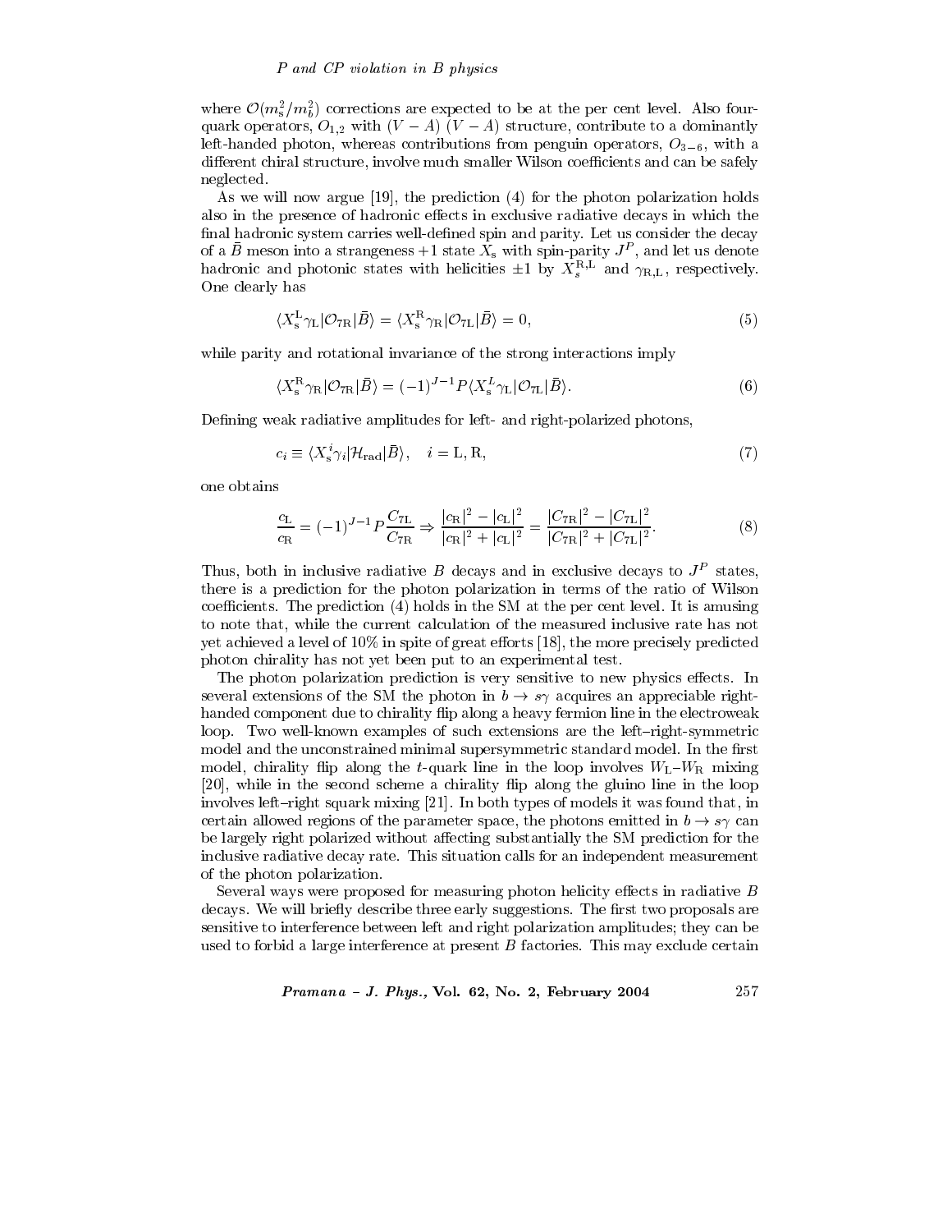where $\mathcal{O}(m_s^2/m_b^2)$ corrections are expected to be at the per cent level. Also four-quark operators, $O_{1,2}$ with $(V-A)$ $(V-A)$ structure, contribute to a dominantly left-handed photon, whereas contributions from penguin operators, $O_{3-6}$, with a different chiral structure, involve much smaller Wilson coefficients and can be safely neglected.

As we will now argue [19], the prediction (4) for the photon polarization holds also in the presence of hadronic effects in exclusive radiative decays in which the final hadronic system carries well-defined spin and parity. Let us consider the decay of a $\bar{B}$ meson into a strangeness +1 state $X_s$ with spin-parity $J^P$, and let us denote hadronic and photonic states with helicities $\pm 1$ by $X_s^{\rm R,L}$ and $\gamma_{\rm R,L}$, respectively. One clearly has

$$\langle X_s^{\rm L}\gamma_{\rm L}|\mathcal{O}_{7\rm R}|\bar{B}\rangle = \langle X_s^{\rm R}\gamma_{\rm R}|\mathcal{O}_{7\rm L}|\bar{B}\rangle = 0, \tag{5}$$

while parity and rotational invariance of the strong interactions imply

$$\langle X_s^{\rm R}\gamma_{\rm R}|\mathcal{O}_{7\rm R}|\bar{B}\rangle = (-1)^{J-1}P\langle X_s^{L}\gamma_{\rm L}|\mathcal{O}_{7\rm L}|\bar{B}\rangle. \tag{6}$$

Defining weak radiative amplitudes for left- and right-polarized photons,

$$c_i \equiv \langle X_s^i\gamma_i|\mathcal{H}_{\rm rad}|\bar{B}\rangle, \quad i = {\rm L}, {\rm R}, \tag{7}$$

one obtains

$$\frac{c_{\rm L}}{c_{\rm R}} = (-1)^{J-1}P\frac{C_{7\rm L}}{C_{7\rm R}} \Rightarrow \frac{|c_{\rm R}|^2 - |c_{\rm L}|^2}{|c_{\rm R}|^2 + |c_{\rm L}|^2} = \frac{|C_{7\rm R}|^2 - |C_{7\rm L}|^2}{|C_{7\rm R}|^2 + |C_{7\rm L}|^2}. \tag{8}$$

Thus, both in inclusive radiative $B$ decays and in exclusive decays to $J^P$ states, there is a prediction for the photon polarization in terms of the ratio of Wilson coefficients. The prediction (4) holds in the SM at the per cent level. It is amusing to note that, while the current calculation of the measured inclusive rate has not yet achieved a level of 10% in spite of great efforts [18], the more precisely predicted photon chirality has not yet been put to an experimental test.

The photon polarization prediction is very sensitive to new physics effects. In several extensions of the SM the photon in $b \to s\gamma$ acquires an appreciable right-handed component due to chirality flip along a heavy fermion line in the electroweak loop. Two well-known examples of such extensions are the left–right-symmetric model and the unconstrained minimal supersymmetric standard model. In the first model, chirality flip along the $t$-quark line in the loop involves $W_{\rm L}$–$W_{\rm R}$ mixing [20], while in the second scheme a chirality flip along the gluino line in the loop involves left–right squark mixing [21]. In both types of models it was found that, in certain allowed regions of the parameter space, the photons emitted in $b \to s\gamma$ can be largely right polarized without affecting substantially the SM prediction for the inclusive radiative decay rate. This situation calls for an independent measurement of the photon polarization.

Several ways were proposed for measuring photon helicity effects in radiative $B$ decays. We will briefly describe three early suggestions. The first two proposals are sensitive to interference between left and right polarization amplitudes; they can be used to forbid a large interference at present $B$ factories. This may exclude certain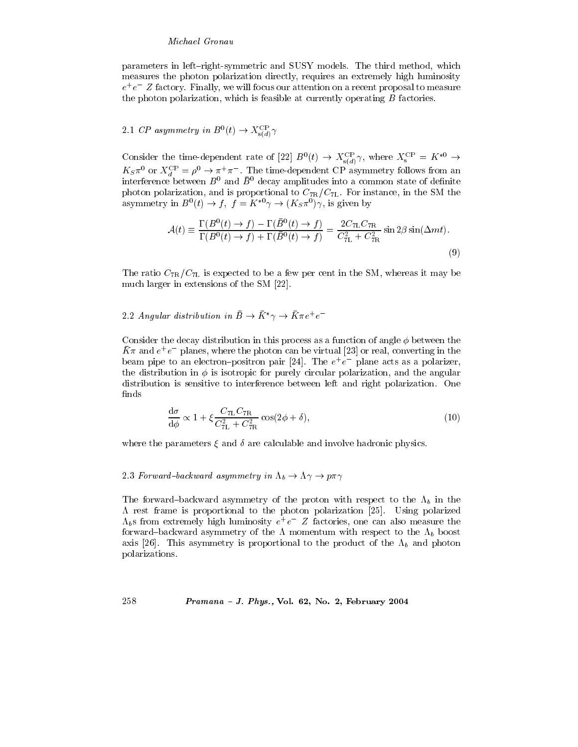parameters in left–right-symmetric and SUSY models. The third method, which measures the photon polarization directly, requires an extremely high luminosity $e^+e^-$ $Z$ factory. Finally, we will focus our attention on a recent proposal to measure the photon polarization, which is feasible at currently operating $B$ factories.

### 2.1 *CP asymmetry in* $B^0(t) \to X^{\rm CP}_{s(d)}\gamma$

Consider the time-dependent rate of [22] $B^0(t) \to X^{\rm CP}_{s(d)}\gamma$, where $X^{\rm CP}_s = K^{*0} \to K_S\pi^0$ or $X^{\rm CP}_d = \rho^0 \to \pi^+\pi^-$. The time-dependent CP asymmetry follows from an interference between $B^0$ and $\bar{B}^0$ decay amplitudes into a common state of definite photon polarization, and is proportional to $C_{7\rm R}/C_{7\rm L}$. For instance, in the SM the asymmetry in $B^0(t) \to f,\ f = K^{*0}\gamma \to (K_S\pi^0)\gamma$, is given by

$$\mathcal{A}(t) \equiv \frac{\Gamma(B^0(t) \to f) - \Gamma(\bar{B}^0(t) \to f)}{\Gamma(B^0(t) \to f) + \Gamma(\bar{B}^0(t) \to f)} = \frac{2C_{7\rm L}C_{7\rm R}}{C^2_{7\rm L} + C^2_{7\rm R}} \sin 2\beta \sin(\Delta m t). \tag{9}$$

The ratio $C_{7\rm R}/C_{7\rm L}$ is expected to be a few per cent in the SM, whereas it may be much larger in extensions of the SM [22].

### 2.2 *Angular distribution in* $\bar{B} \to \bar{K}^*\gamma \to \bar{K}\pi e^+e^-$

Consider the decay distribution in this process as a function of angle $\phi$ between the $\bar{K}\pi$ and $e^+e^-$ planes, where the photon can be virtual [23] or real, converting in the beam pipe to an electron–positron pair [24]. The $e^+e^-$ plane acts as a polarizer, the distribution in $\phi$ is isotropic for purely circular polarization, and the angular distribution is sensitive to interference between left and right polarization. One finds

$$\frac{\mathrm{d}\sigma}{\mathrm{d}\phi} \propto 1 + \xi \frac{C_{7\rm L}C_{7\rm R}}{C^2_{7\rm L} + C^2_{7\rm R}} \cos(2\phi + \delta), \tag{10}$$

where the parameters $\xi$ and $\delta$ are calculable and involve hadronic physics.

### 2.3 *Forward–backward asymmetry in* $\Lambda_b \to \Lambda\gamma \to p\pi\gamma$

The forward–backward asymmetry of the proton with respect to the $\Lambda_b$ in the $\Lambda$ rest frame is proportional to the photon polarization [25]. Using polarized $\Lambda_b$s from extremely high luminosity $e^+e^-$ $Z$ factories, one can also measure the forward–backward asymmetry of the $\Lambda$ momentum with respect to the $\Lambda_b$ boost axis [26]. This asymmetry is proportional to the product of the $\Lambda_b$ and photon polarizations.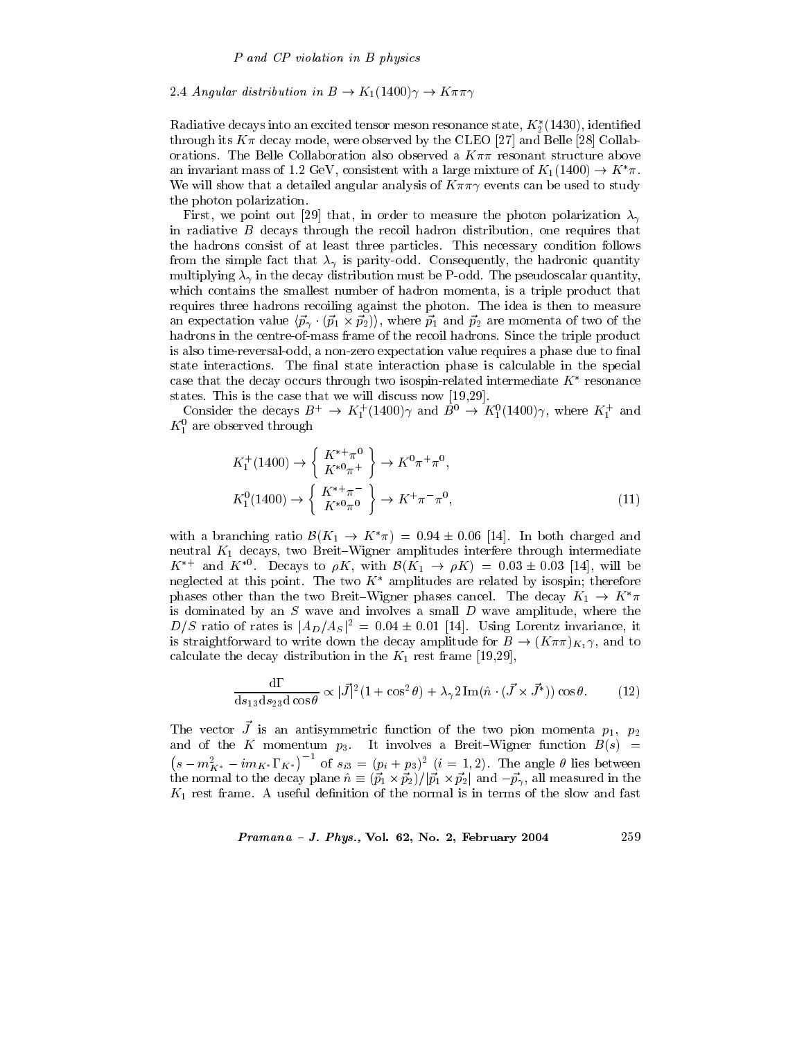### 2.4 *Angular distribution in $B \to K_1(1400)\gamma \to K\pi\pi\gamma$*

Radiative decays into an excited tensor meson resonance state, $K_2^*(1430)$, identified through its $K\pi$ decay mode, were observed by the CLEO [27] and Belle [28] Collaborations. The Belle Collaboration also observed a $K\pi\pi$ resonant structure above an invariant mass of 1.2 GeV, consistent with a large mixture of $K_1(1400) \to K^*\pi$. We will show that a detailed angular analysis of $K\pi\pi\gamma$ events can be used to study the photon polarization.

First, we point out [29] that, in order to measure the photon polarization $\lambda_\gamma$ in radiative $B$ decays through the recoil hadron distribution, one requires that the hadrons consist of at least three particles. This necessary condition follows from the simple fact that $\lambda_\gamma$ is parity-odd. Consequently, the hadronic quantity multiplying $\lambda_\gamma$ in the decay distribution must be P-odd. The pseudoscalar quantity, which contains the smallest number of hadron momenta, is a triple product that requires three hadrons recoiling against the photon. The idea is then to measure an expectation value $\langle \vec{p}_\gamma \cdot (\vec{p}_1 \times \vec{p}_2)\rangle$, where $\vec{p}_1$ and $\vec{p}_2$ are momenta of two of the hadrons in the centre-of-mass frame of the recoil hadrons. Since the triple product is also time-reversal-odd, a non-zero expectation value requires a phase due to final state interactions. The final state interaction phase is calculable in the special case that the decay occurs through two isospin-related intermediate $K^*$ resonance states. This is the case that we will discuss now [19,29].

Consider the decays $B^+ \to K_1^+(1400)\gamma$ and $B^0 \to K_1^0(1400)\gamma$, where $K_1^+$ and $K_1^0$ are observed through

$$
\begin{aligned}
K_1^+(1400) &\to \left\{ \begin{array}{c} K^{*+}\pi^0 \\ K^{*0}\pi^+ \end{array} \right\} \to K^0\pi^+\pi^0, \\
K_1^0(1400) &\to \left\{ \begin{array}{c} K^{*+}\pi^- \\ K^{*0}\pi^0 \end{array} \right\} \to K^+\pi^-\pi^0,
\end{aligned}
\tag{11}
$$

with a branching ratio $\mathcal{B}(K_1 \to K^*\pi) = 0.94 \pm 0.06$ [14]. In both charged and neutral $K_1$ decays, two Breit–Wigner amplitudes interfere through intermediate $K^{*+}$ and $K^{*0}$. Decays to $\rho K$, with $\mathcal{B}(K_1 \to \rho K) = 0.03 \pm 0.03$ [14], will be neglected at this point. The two $K^*$ amplitudes are related by isospin; therefore phases other than the two Breit–Wigner phases cancel. The decay $K_1 \to K^*\pi$ is dominated by an $S$ wave and involves a small $D$ wave amplitude, where the $D/S$ ratio of rates is $|A_D/A_S|^2 = 0.04 \pm 0.01$ [14]. Using Lorentz invariance, it is straightforward to write down the decay amplitude for $B \to (K\pi\pi)_{K_1}\gamma$, and to calculate the decay distribution in the $K_1$ rest frame [19,29],

$$
\frac{\mathrm{d}\Gamma}{\mathrm{d}s_{13}\mathrm{d}s_{23}\mathrm{d}\cos\theta} \propto |\vec{J}|^2(1+\cos^2\theta) + \lambda_\gamma 2\,\mathrm{Im}(\hat{n}\cdot(\vec{J}\times\vec{J}^*))\cos\theta. \tag{12}
$$

The vector $\vec{J}$ is an antisymmetric function of the two pion momenta $p_1$, $p_2$ and of the $K$ momentum $p_3$. It involves a Breit–Wigner function $B(s) = \left(s - m_{K^*}^2 - im_{K^*}\Gamma_{K^*}\right)^{-1}$ of $s_{i3} = (p_i + p_3)^2$ $(i = 1, 2)$. The angle $\theta$ lies between the normal to the decay plane $\hat{n} \equiv (\vec{p}_1 \times \vec{p}_2)/|\vec{p}_1 \times \vec{p}_2|$ and $-\vec{p}_\gamma$, all measured in the $K_1$ rest frame. A useful definition of the normal is in terms of the slow and fast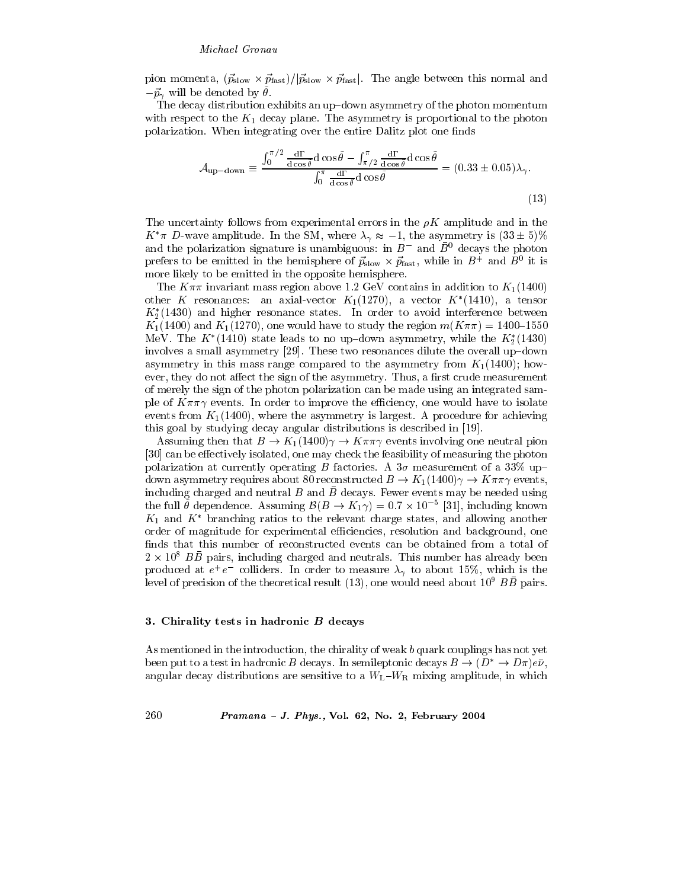pion momenta, $(\vec{p}_{\rm slow} \times \vec{p}_{\rm fast})/|\vec{p}_{\rm slow} \times \vec{p}_{\rm fast}|$. The angle between this normal and $-\vec{p}_\gamma$ will be denoted by $\bar{\theta}$.

The decay distribution exhibits an up–down asymmetry of the photon momentum with respect to the $K_1$ decay plane. The asymmetry is proportional to the photon polarization. When integrating over the entire Dalitz plot one finds

$$\mathcal{A}_{\rm up-down} \equiv \frac{\int_0^{\pi/2} \frac{{\rm d}\Gamma}{{\rm d}\cos\bar{\theta}} {\rm d}\cos\bar{\theta} - \int_{\pi/2}^{\pi} \frac{{\rm d}\Gamma}{{\rm d}\cos\bar{\theta}} {\rm d}\cos\bar{\theta}}{\int_0^{\pi} \frac{{\rm d}\Gamma}{{\rm d}\cos\bar{\theta}} {\rm d}\cos\bar{\theta}} = (0.33 \pm 0.05)\lambda_\gamma. \tag{13}$$

The uncertainty follows from experimental errors in the $\rho K$ amplitude and in the $K^*\pi$ $D$-wave amplitude. In the SM, where $\lambda_\gamma \approx -1$, the asymmetry is $(33 \pm 5)\%$ and the polarization signature is unambiguous: in $B^-$ and $\bar{B}^0$ decays the photon prefers to be emitted in the hemisphere of $\vec{p}_{\rm slow} \times \vec{p}_{\rm fast}$, while in $B^+$ and $B^0$ it is more likely to be emitted in the opposite hemisphere.

The $K\pi\pi$ invariant mass region above 1.2 GeV contains in addition to $K_1(1400)$ other $K$ resonances: an axial-vector $K_1(1270)$, a vector $K^*(1410)$, a tensor $K_2^*(1430)$ and higher resonance states. In order to avoid interference between $K_1(1400)$ and $K_1(1270)$, one would have to study the region $m(K\pi\pi) = 1400$–$1550$ MeV. The $K^*(1410)$ state leads to no up–down asymmetry, while the $K_2^*(1430)$ involves a small asymmetry [29]. These two resonances dilute the overall up–down asymmetry in this mass range compared to the asymmetry from $K_1(1400)$; however, they do not affect the sign of the asymmetry. Thus, a first crude measurement of merely the sign of the photon polarization can be made using an integrated sample of $K\pi\pi\gamma$ events. In order to improve the efficiency, one would have to isolate events from $K_1(1400)$, where the asymmetry is largest. A procedure for achieving this goal by studying decay angular distributions is described in [19].

Assuming then that $B \to K_1(1400)\gamma \to K\pi\pi\gamma$ events involving one neutral pion [30] can be effectively isolated, one may check the feasibility of measuring the photon polarization at currently operating $B$ factories. A $3\sigma$ measurement of a 33% up–down asymmetry requires about 80 reconstructed $B \to K_1(1400)\gamma \to K\pi\pi\gamma$ events, including charged and neutral $B$ and $\bar{B}$ decays. Fewer events may be needed using the full $\bar{\theta}$ dependence. Assuming $\mathcal{B}(B \to K_1\gamma) = 0.7 \times 10^{-5}$ [31], including known $K_1$ and $K^*$ branching ratios to the relevant charge states, and allowing another order of magnitude for experimental efficiencies, resolution and background, one finds that this number of reconstructed events can be obtained from a total of $2 \times 10^8$ $B\bar{B}$ pairs, including charged and neutrals. This number has already been produced at $e^+e^-$ colliders. In order to measure $\lambda_\gamma$ to about 15%, which is the level of precision of the theoretical result (13), one would need about $10^9$ $B\bar{B}$ pairs.

## 3. Chirality tests in hadronic $B$ decays

As mentioned in the introduction, the chirality of weak $b$ quark couplings has not yet been put to a test in hadronic $B$ decays. In semileptonic decays $B \to (D^* \to D\pi)e\bar{\nu}$, angular decay distributions are sensitive to a $W_{\rm L}$–$W_{\rm R}$ mixing amplitude, in which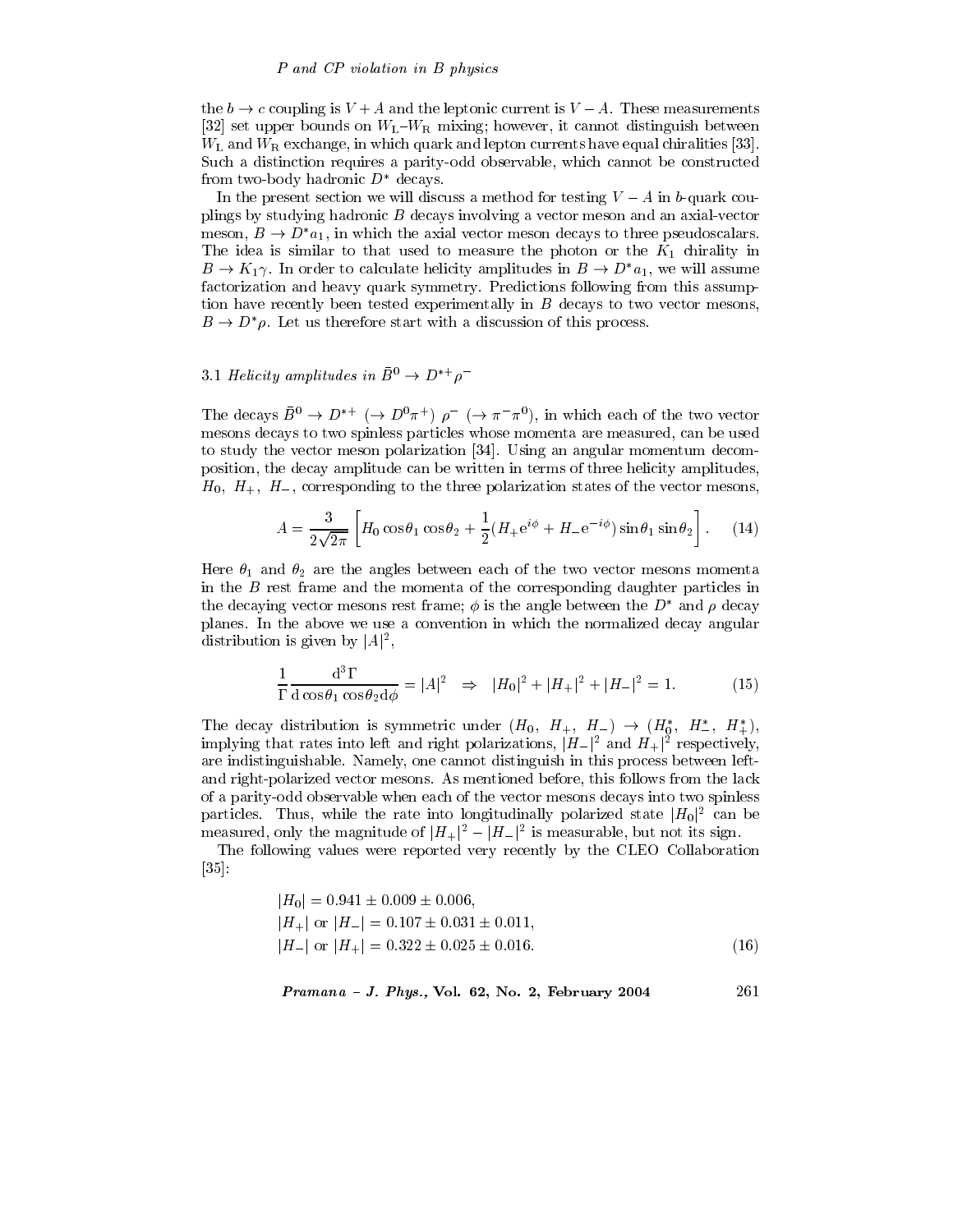the $b \to c$ coupling is $V + A$ and the leptonic current is $V - A$. These measurements [32] set upper bounds on $W_L$–$W_R$ mixing; however, it cannot distinguish between $W_L$ and $W_R$ exchange, in which quark and lepton currents have equal chiralities [33]. Such a distinction requires a parity-odd observable, which cannot be constructed from two-body hadronic $D^*$ decays.

In the present section we will discuss a method for testing $V - A$ in $b$-quark couplings by studying hadronic $B$ decays involving a vector meson and an axial-vector meson, $B \to D^* a_1$, in which the axial vector meson decays to three pseudoscalars. The idea is similar to that used to measure the photon or the $K_1$ chirality in $B \to K_1 \gamma$. In order to calculate helicity amplitudes in $B \to D^* a_1$, we will assume factorization and heavy quark symmetry. Predictions following from this assumption have recently been tested experimentally in $B$ decays to two vector mesons, $B \to D^* \rho$. Let us therefore start with a discussion of this process.

### 3.1 *Helicity amplitudes in $\bar{B}^0 \to D^{*+} \rho^-$*

The decays $\bar{B}^0 \to D^{*+}$ $(\to D^0 \pi^+)$ $\rho^-$ $(\to \pi^- \pi^0)$, in which each of the two vector mesons decays to two spinless particles whose momenta are measured, can be used to study the vector meson polarization [34]. Using an angular momentum decomposition, the decay amplitude can be written in terms of three helicity amplitudes, $H_0$, $H_+$, $H_-$, corresponding to the three polarization states of the vector mesons,

$$A = \frac{3}{2\sqrt{2\pi}} \left[ H_0 \cos\theta_1 \cos\theta_2 + \frac{1}{2}(H_+ \mathrm{e}^{i\phi} + H_- \mathrm{e}^{-i\phi}) \sin\theta_1 \sin\theta_2 \right]. \qquad (14)$$

Here $\theta_1$ and $\theta_2$ are the angles between each of the two vector mesons momenta in the $B$ rest frame and the momenta of the corresponding daughter particles in the decaying vector mesons rest frame; $\phi$ is the angle between the $D^*$ and $\rho$ decay planes. In the above we use a convention in which the normalized decay angular distribution is given by $|A|^2$,

$$\frac{1}{\Gamma} \frac{\mathrm{d}^3 \Gamma}{\mathrm{d} \cos\theta_1 \cos\theta_2 \mathrm{d}\phi} = |A|^2 \quad \Rightarrow \quad |H_0|^2 + |H_+|^2 + |H_-|^2 = 1. \qquad (15)$$

The decay distribution is symmetric under $(H_0,\ H_+,\ H_-) \to (H_0^*,\ H_-^*,\ H_+^*)$, implying that rates into left and right polarizations, $|H_-|^2$ and $H_+|^2$ respectively, are indistinguishable. Namely, one cannot distinguish in this process between left- and right-polarized vector mesons. As mentioned before, this follows from the lack of a parity-odd observable when each of the vector mesons decays into two spinless particles. Thus, while the rate into longitudinally polarized state $|H_0|^2$ can be measured, only the magnitude of $|H_+|^2 - |H_-|^2$ is measurable, but not its sign.

The following values were reported very recently by the CLEO Collaboration [35]:

$$\begin{aligned}
&|H_0| = 0.941 \pm 0.009 \pm 0.006, \\
&|H_+| \text{ or } |H_-| = 0.107 \pm 0.031 \pm 0.011, \\
&|H_-| \text{ or } |H_+| = 0.322 \pm 0.025 \pm 0.016.
\end{aligned} \qquad (16)$$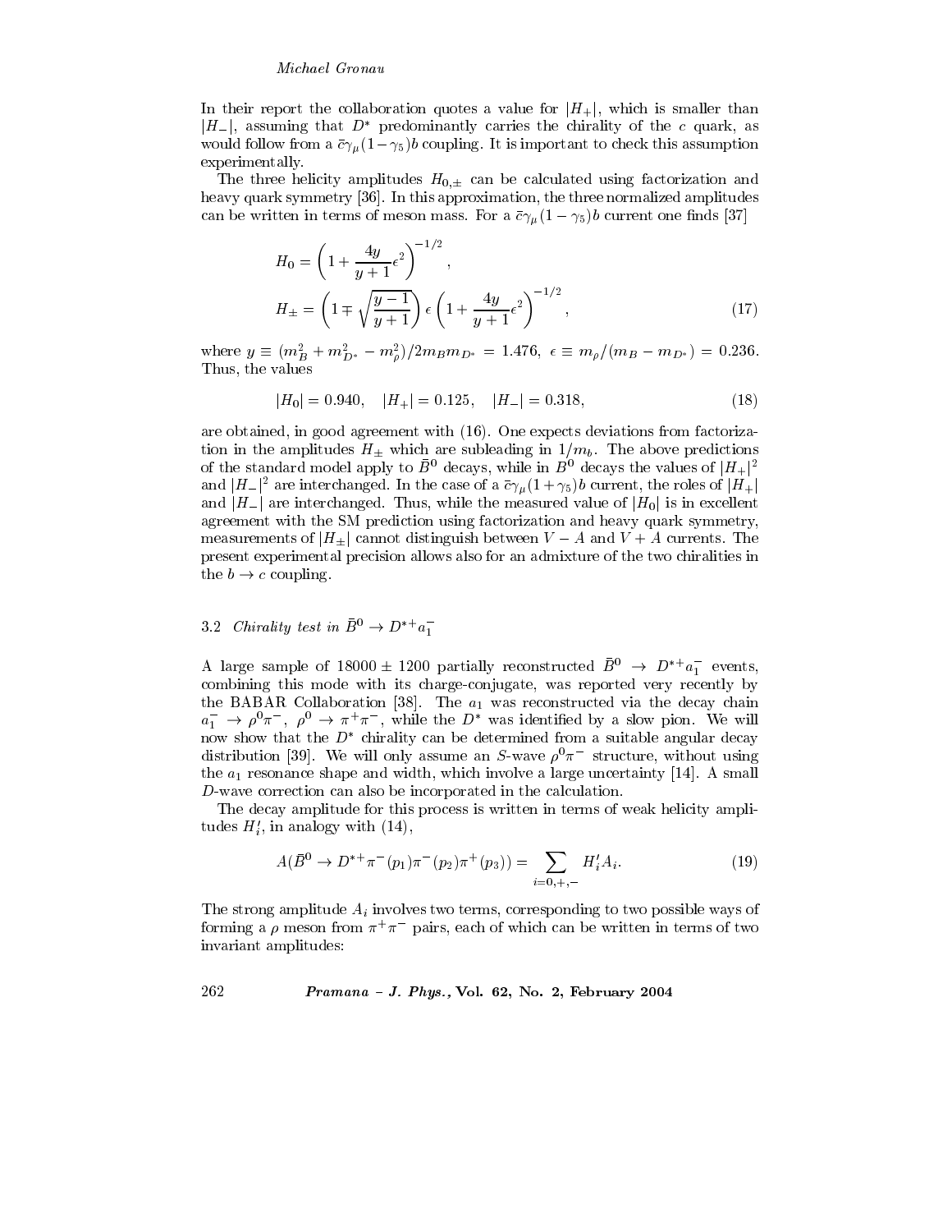In their report the collaboration quotes a value for $|H_+|$, which is smaller than $|H_-|$, assuming that $D^*$ predominantly carries the chirality of the $c$ quark, as would follow from a $\bar{c}\gamma_\mu(1-\gamma_5)b$ coupling. It is important to check this assumption experimentally.

The three helicity amplitudes $H_{0,\pm}$ can be calculated using factorization and heavy quark symmetry [36]. In this approximation, the three normalized amplitudes can be written in terms of meson mass. For a $\bar{c}\gamma_\mu(1-\gamma_5)b$ current one finds [37]

$$
\begin{aligned}
H_0 &= \left(1 + \frac{4y}{y+1}\epsilon^2\right)^{-1/2}, \\
H_\pm &= \left(1 \mp \sqrt{\frac{y-1}{y+1}}\right)\epsilon\left(1 + \frac{4y}{y+1}\epsilon^2\right)^{-1/2},
\end{aligned} \tag{17}
$$

where $y \equiv (m_B^2 + m_{D^*}^2 - m_\rho^2)/2m_B m_{D^*} = 1.476$, $\epsilon \equiv m_\rho/(m_B - m_{D^*}) = 0.236$. Thus, the values

$$
|H_0| = 0.940, \quad |H_+| = 0.125, \quad |H_-| = 0.318, \tag{18}
$$

are obtained, in good agreement with (16). One expects deviations from factorization in the amplitudes $H_\pm$ which are subleading in $1/m_b$. The above predictions of the standard model apply to $\bar{B}^0$ decays, while in $B^0$ decays the values of $|H_+|^2$ and $|H_-|^2$ are interchanged. In the case of a $\bar{c}\gamma_\mu(1+\gamma_5)b$ current, the roles of $|H_+|$ and $|H_-|$ are interchanged. Thus, while the measured value of $|H_0|$ is in excellent agreement with the SM prediction using factorization and heavy quark symmetry, measurements of $|H_\pm|$ cannot distinguish between $V-A$ and $V+A$ currents. The present experimental precision allows also for an admixture of the two chiralities in the $b \to c$ coupling.

### 3.2 *Chirality test in* $\bar{B}^0 \to D^{*+}a_1^-$

A large sample of $18000 \pm 1200$ partially reconstructed $\bar{B}^0 \to D^{*+}a_1^-$ events, combining this mode with its charge-conjugate, was reported very recently by the BABAR Collaboration [38]. The $a_1$ was reconstructed via the decay chain $a_1^- \to \rho^0\pi^-$, $\rho^0 \to \pi^+\pi^-$, while the $D^*$ was identified by a slow pion. We will now show that the $D^*$ chirality can be determined from a suitable angular decay distribution [39]. We will only assume an $S$-wave $\rho^0\pi^-$ structure, without using the $a_1$ resonance shape and width, which involve a large uncertainty [14]. A small $D$-wave correction can also be incorporated in the calculation.

The decay amplitude for this process is written in terms of weak helicity amplitudes $H_i'$, in analogy with (14),

$$
A(\bar{B}^0 \to D^{*+}\pi^-(p_1)\pi^-(p_2)\pi^+(p_3)) = \sum_{i=0,+,-} H_i' A_i. \tag{19}
$$

The strong amplitude $A_i$ involves two terms, corresponding to two possible ways of forming a $\rho$ meson from $\pi^+\pi^-$ pairs, each of which can be written in terms of two invariant amplitudes: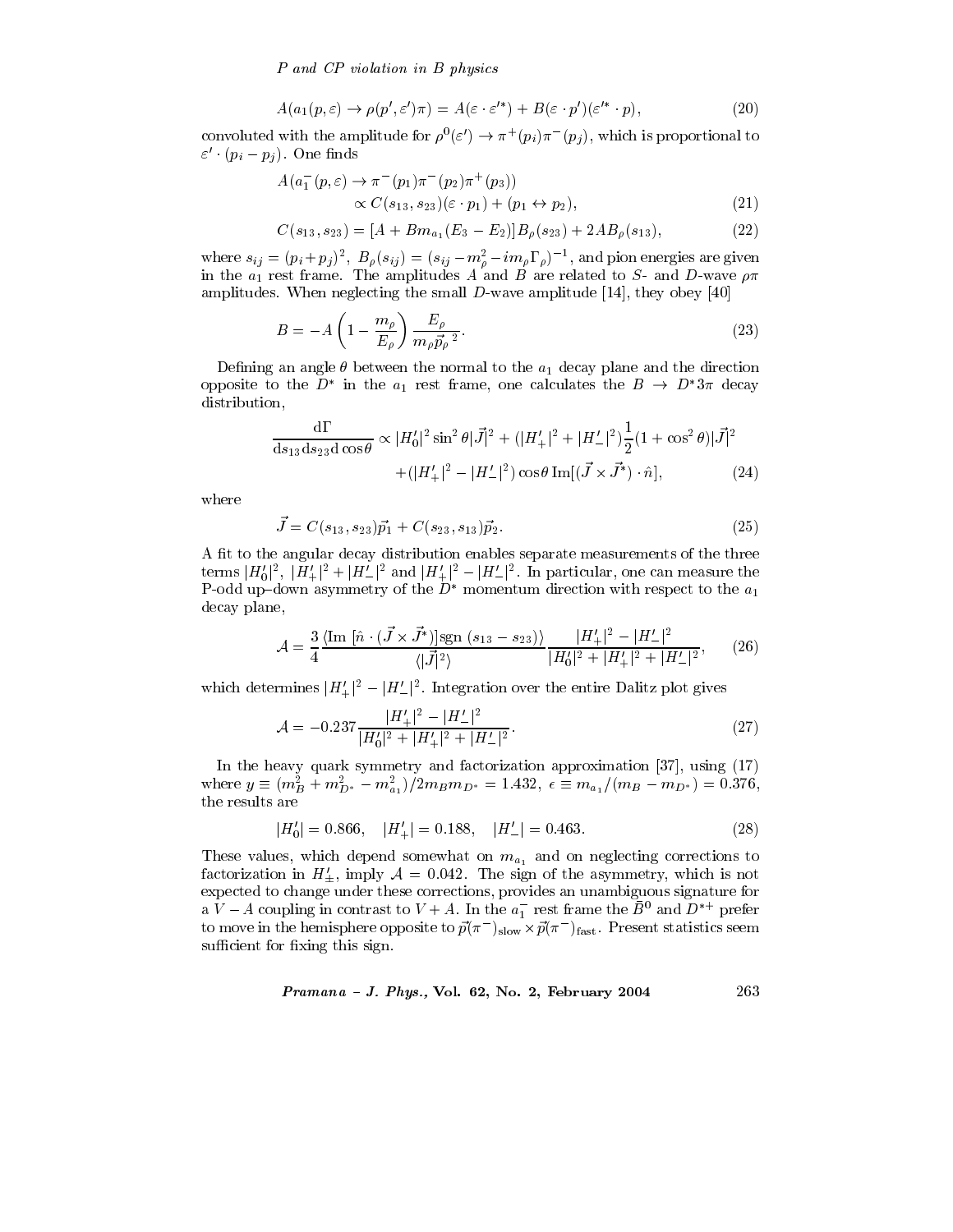$$A(a_1(p,\varepsilon) \to \rho(p',\varepsilon')\pi) = A(\varepsilon \cdot \varepsilon'^*) + B(\varepsilon \cdot p')(\varepsilon'^* \cdot p), \tag{20}$$

convoluted with the amplitude for $\rho^0(\varepsilon') \to \pi^+(p_i)\pi^-(p_j)$, which is proportional to $\varepsilon' \cdot (p_i - p_j)$. One finds

$$A(a_1^-(p,\varepsilon) \to \pi^-(p_1)\pi^-(p_2)\pi^+(p_3)) \\ \propto C(s_{13}, s_{23})(\varepsilon \cdot p_1) + (p_1 \leftrightarrow p_2), \tag{21}$$

$$C(s_{13}, s_{23}) = [A + Bm_{a_1}(E_3 - E_2)]B_\rho(s_{23}) + 2AB_\rho(s_{13}), \tag{22}$$

where $s_{ij} = (p_i + p_j)^2$, $B_\rho(s_{ij}) = (s_{ij} - m_\rho^2 - im_\rho\Gamma_\rho)^{-1}$, and pion energies are given in the $a_1$ rest frame. The amplitudes $A$ and $B$ are related to $S$- and $D$-wave $\rho\pi$ amplitudes. When neglecting the small $D$-wave amplitude [14], they obey [40]

$$B = -A\left(1 - \frac{m_\rho}{E_\rho}\right)\frac{E_\rho}{m_\rho \vec{p}_\rho^{\;2}}. \tag{23}$$

Defining an angle $\theta$ between the normal to the $a_1$ decay plane and the direction opposite to the $D^*$ in the $a_1$ rest frame, one calculates the $B \to D^* 3\pi$ decay distribution,

$$\frac{\mathrm{d}\Gamma}{\mathrm{d}s_{13}\mathrm{d}s_{23}\mathrm{d}\cos\theta} \propto |H_0'|^2 \sin^2\theta |\vec{J}|^2 + (|H_+'|^2 + |H_-'|^2)\frac{1}{2}(1 + \cos^2\theta)|\vec{J}|^2 \\ + (|H_+'|^2 - |H_-'|^2)\cos\theta\, \mathrm{Im}[(\vec{J} \times \vec{J}^*) \cdot \hat{n}], \tag{24}$$

where

$$\vec{J} = C(s_{13}, s_{23})\vec{p}_1 + C(s_{23}, s_{13})\vec{p}_2. \tag{25}$$

A fit to the angular decay distribution enables separate measurements of the three terms $|H_0'|^2$, $|H_+'|^2 + |H_-'|^2$ and $|H_+'|^2 - |H_-'|^2$. In particular, one can measure the P-odd up–down asymmetry of the $D^*$ momentum direction with respect to the $a_1$ decay plane,

$$\mathcal{A} = \frac{3}{4}\frac{\langle \mathrm{Im}\,[\hat{n} \cdot (\vec{J} \times \vec{J}^*)]\mathrm{sgn}\,(s_{13} - s_{23})\rangle}{\langle |\vec{J}|^2 \rangle}\frac{|H_+'|^2 - |H_-'|^2}{|H_0'|^2 + |H_+'|^2 + |H_-'|^2}, \tag{26}$$

which determines $|H_+'|^2 - |H_-'|^2$. Integration over the entire Dalitz plot gives

$$\mathcal{A} = -0.237\frac{|H_+'|^2 - |H_-'|^2}{|H_0'|^2 + |H_+'|^2 + |H_-'|^2}. \tag{27}$$

In the heavy quark symmetry and factorization approximation [37], using (17) where $y \equiv (m_B^2 + m_{D^*}^2 - m_{a_1}^2)/2m_B m_{D^*} = 1.432$, $\epsilon \equiv m_{a_1}/(m_B - m_{D^*}) = 0.376$, the results are

$$|H_0'| = 0.866, \quad |H_+'| = 0.188, \quad |H_-'| = 0.463. \tag{28}$$

These values, which depend somewhat on $m_{a_1}$ and on neglecting corrections to factorization in $H_\pm'$, imply $\mathcal{A} = 0.042$. The sign of the asymmetry, which is not expected to change under these corrections, provides an unambiguous signature for a $V - A$ coupling in contrast to $V + A$. In the $a_1^-$ rest frame the $\bar{B}^0$ and $D^{*+}$ prefer to move in the hemisphere opposite to $\vec{p}(\pi^-)_{\mathrm{slow}} \times \vec{p}(\pi^-)_{\mathrm{fast}}$. Present statistics seem sufficient for fixing this sign.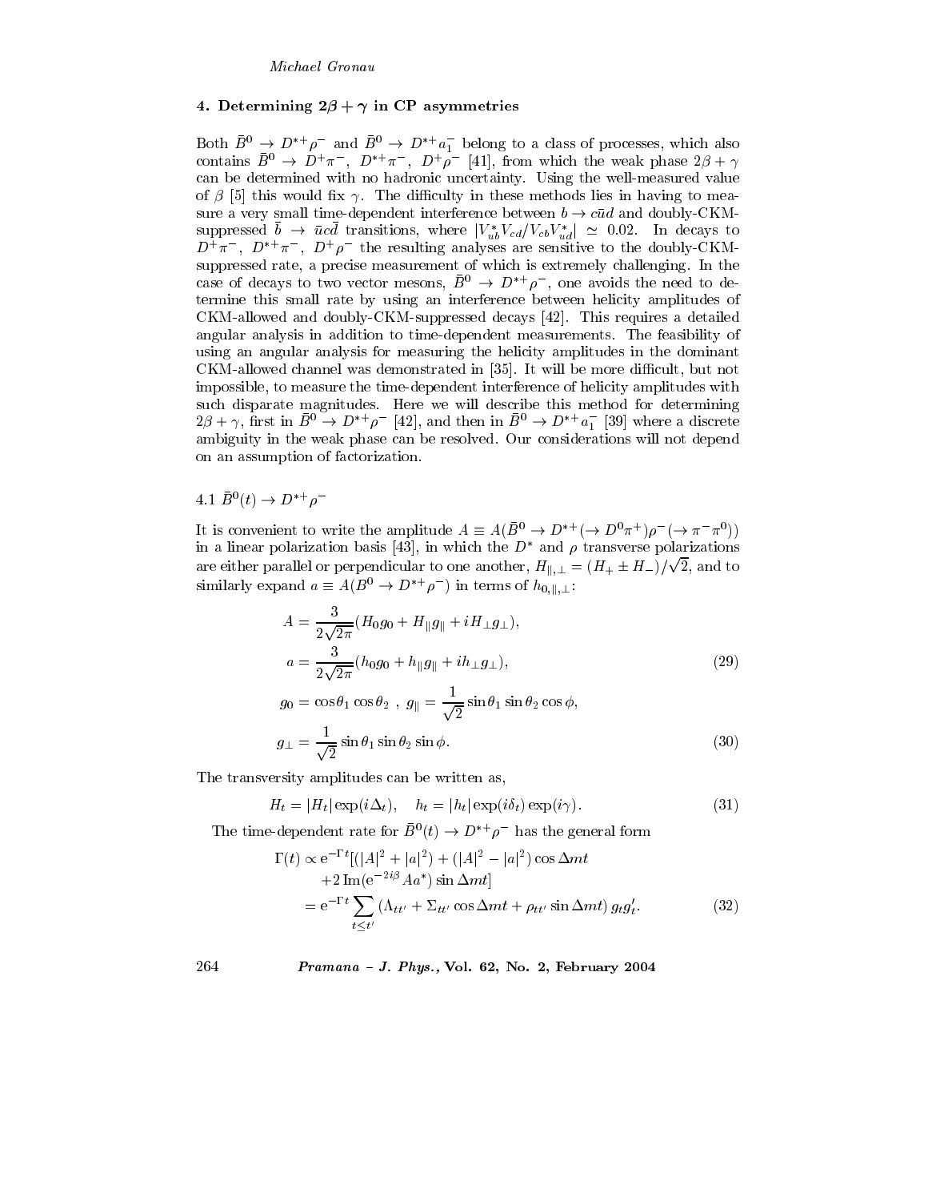## 4. Determining $2\beta + \gamma$ in CP asymmetries

Both $\bar{B}^0 \to D^{*+}\rho^-$ and $\bar{B}^0 \to D^{*+}a_1^-$ belong to a class of processes, which also contains $\bar{B}^0 \to D^+\pi^-$, $D^{*+}\pi^-$, $D^+\rho^-$ [41], from which the weak phase $2\beta + \gamma$ can be determined with no hadronic uncertainty. Using the well-measured value of $\beta$ [5] this would fix $\gamma$. The difficulty in these methods lies in having to measure a very small time-dependent interference between $b \to c\bar{u}d$ and doubly-CKM-suppressed $\bar{b} \to \bar{u}c\bar{d}$ transitions, where $|V_{ub}^* V_{cd}/V_{cb}V_{ud}^*| \simeq 0.02$. In decays to $D^+\pi^-$, $D^{*+}\pi^-$, $D^+\rho^-$ the resulting analyses are sensitive to the doubly-CKM-suppressed rate, a precise measurement of which is extremely challenging. In the case of decays to two vector mesons, $\bar{B}^0 \to D^{*+}\rho^-$, one avoids the need to determine this small rate by using an interference between helicity amplitudes of CKM-allowed and doubly-CKM-suppressed decays [42]. This requires a detailed angular analysis in addition to time-dependent measurements. The feasibility of using an angular analysis for measuring the helicity amplitudes in the dominant CKM-allowed channel was demonstrated in [35]. It will be more difficult, but not impossible, to measure the time-dependent interference of helicity amplitudes with such disparate magnitudes. Here we will describe this method for determining $2\beta + \gamma$, first in $\bar{B}^0 \to D^{*+}\rho^-$ [42], and then in $\bar{B}^0 \to D^{*+}a_1^-$ [39] where a discrete ambiguity in the weak phase can be resolved. Our considerations will not depend on an assumption of factorization.

### 4.1 $\bar{B}^0(t) \to D^{*+}\rho^-$

It is convenient to write the amplitude $A \equiv A(\bar{B}^0 \to D^{*+}(\to D^0\pi^+)\rho^-(\to \pi^-\pi^0))$ in a linear polarization basis [43], in which the $D^*$ and $\rho$ transverse polarizations are either parallel or perpendicular to one another, $H_{\parallel,\perp} = (H_+ \pm H_-)/\sqrt{2}$, and to similarly expand $a \equiv A(B^0 \to D^{*+}\rho^-)$ in terms of $h_{0,\parallel,\perp}$:

$$
\begin{aligned}
A &= \frac{3}{2\sqrt{2\pi}}(H_0 g_0 + H_\parallel g_\parallel + iH_\perp g_\perp), \\
a &= \frac{3}{2\sqrt{2\pi}}(h_0 g_0 + h_\parallel g_\parallel + ih_\perp g_\perp),
\end{aligned}
\tag{29}
$$

$$
\begin{aligned}
g_0 &= \cos\theta_1 \cos\theta_2 \ , \ g_\parallel = \frac{1}{\sqrt{2}}\sin\theta_1 \sin\theta_2 \cos\phi, \\
g_\perp &= \frac{1}{\sqrt{2}}\sin\theta_1 \sin\theta_2 \sin\phi.
\end{aligned}
\tag{30}
$$

The transversity amplitudes can be written as,

$$
H_t = |H_t|\exp(i\Delta_t), \quad h_t = |h_t|\exp(i\delta_t)\exp(i\gamma). \tag{31}
$$

The time-dependent rate for $\bar{B}^0(t) \to D^{*+}\rho^-$ has the general form

$$
\begin{aligned}
\Gamma(t) &\propto \mathrm{e}^{-\Gamma t}[(|A|^2 + |a|^2) + (|A|^2 - |a|^2)\cos\Delta m t \\
&\quad + 2\,\mathrm{Im}(\mathrm{e}^{-2i\beta} A a^*)\sin\Delta m t] \\
&= \mathrm{e}^{-\Gamma t}\sum_{t \le t'} (\Lambda_{tt'} + \Sigma_{tt'}\cos\Delta m t + \rho_{tt'}\sin\Delta m t)\, g_t g'_t.
\end{aligned}
\tag{32}
$$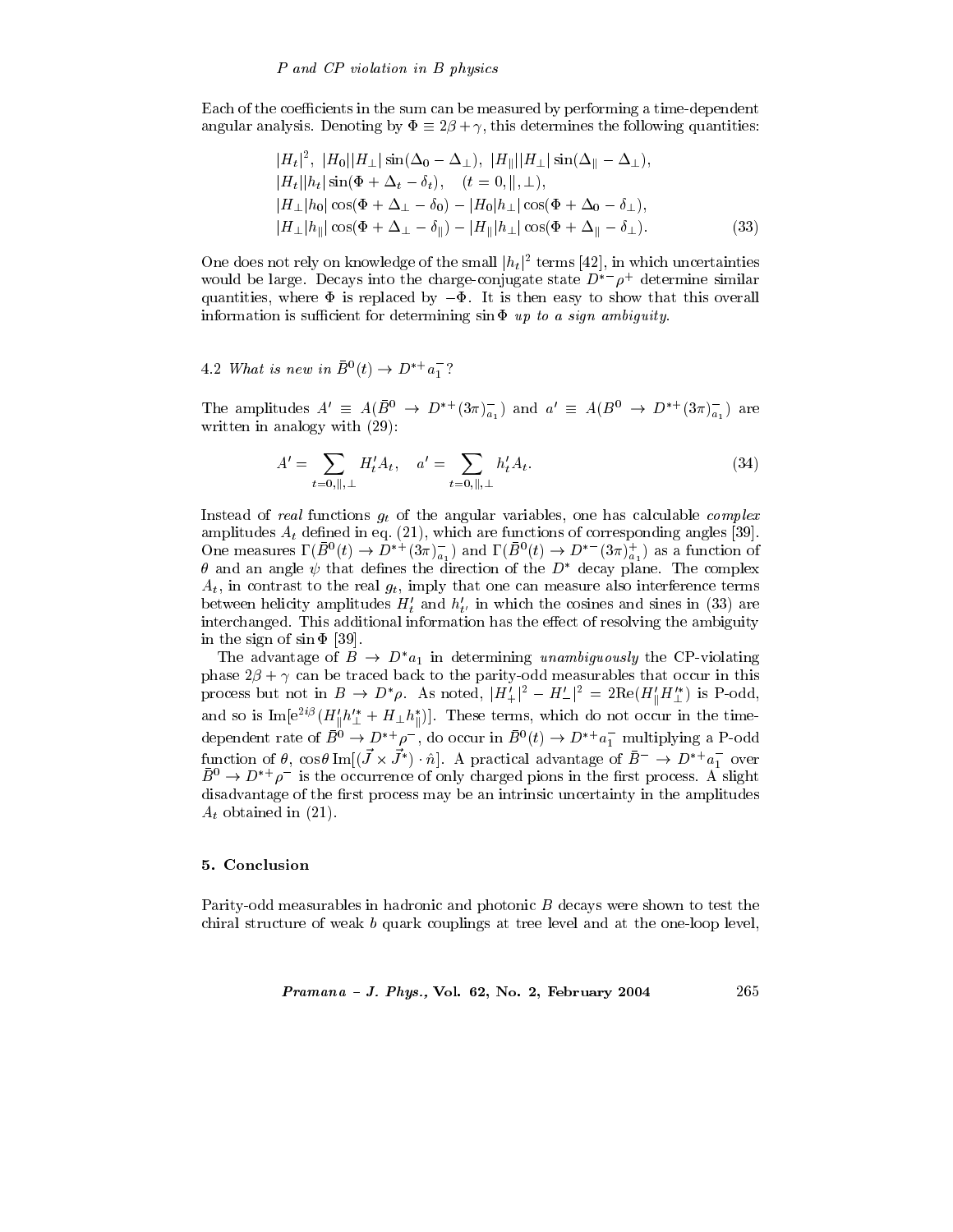Each of the coefficients in the sum can be measured by performing a time-dependent angular analysis. Denoting by $\Phi \equiv 2\beta + \gamma$, this determines the following quantities:

$$
\begin{aligned}
&|H_t|^2,\ |H_0||H_\perp|\sin(\Delta_0 - \Delta_\perp),\ |H_\parallel||H_\perp|\sin(\Delta_\parallel - \Delta_\perp),\\
&|H_t||h_t|\sin(\Phi + \Delta_t - \delta_t),\quad (t = 0, \parallel, \perp),\\
&|H_\perp|h_0|\cos(\Phi + \Delta_\perp - \delta_0) - |H_0|h_\perp|\cos(\Phi + \Delta_0 - \delta_\perp),\\
&|H_\perp|h_\parallel|\cos(\Phi + \Delta_\perp - \delta_\parallel) - |H_\parallel|h_\perp|\cos(\Phi + \Delta_\parallel - \delta_\perp).
\end{aligned}
\tag{33}
$$

One does not rely on knowledge of the small $|h_t|^2$ terms [42], in which uncertainties would be large. Decays into the charge-conjugate state $D^{*-}\rho^+$ determine similar quantities, where $\Phi$ is replaced by $-\Phi$. It is then easy to show that this overall information is sufficient for determining $\sin\Phi$ *up to a sign ambiguity*.

### 4.2 *What is new in $\bar{B}^0(t) \to D^{*+}a_1^-$?*

The amplitudes $A' \equiv A(\bar{B}^0 \to D^{*+}(3\pi)^-_{a_1})$ and $a' \equiv A(B^0 \to D^{*+}(3\pi)^-_{a_1})$ are written in analogy with (29):

$$
A' = \sum_{t=0,\parallel,\perp} H'_t A_t, \quad a' = \sum_{t=0,\parallel,\perp} h'_t A_t. \tag{34}
$$

Instead of *real* functions $g_t$ of the angular variables, one has calculable *complex* amplitudes $A_t$ defined in eq. (21), which are functions of corresponding angles [39]. One measures $\Gamma(\bar{B}^0(t) \to D^{*+}(3\pi)^-_{a_1})$ and $\Gamma(\bar{B}^0(t) \to D^{*-}(3\pi)^+_{a_1})$ as a function of $\theta$ and an angle $\psi$ that defines the direction of the $D^*$ decay plane. The complex $A_t$, in contrast to the real $g_t$, imply that one can measure also interference terms between helicity amplitudes $H'_t$ and $h'_{t'}$ in which the cosines and sines in (33) are interchanged. This additional information has the effect of resolving the ambiguity in the sign of $\sin\Phi$ [39].

The advantage of $B \to D^*a_1$ in determining *unambiguously* the CP-violating phase $2\beta + \gamma$ can be traced back to the parity-odd measurables that occur in this process but not in $B \to D^*\rho$. As noted, $|H'_+|^2 - H'_-|^2 = 2\mathrm{Re}(H'_\parallel H'^*_\perp)$ is P-odd, and so is $\mathrm{Im}[e^{2i\beta}(H'_\parallel h'^*_\perp + H_\perp h^*_\parallel)]$. These terms, which do not occur in the time-dependent rate of $\bar{B}^0 \to D^{*+}\rho^-$, do occur in $\bar{B}^0(t) \to D^{*+}a_1^-$ multiplying a P-odd function of $\theta$, $\cos\theta\,\mathrm{Im}[(\vec{J} \times \vec{J}^*) \cdot \hat{n}]$. A practical advantage of $\bar{B}^- \to D^{*+}a_1^-$ over $\bar{B}^0 \to D^{*+}\rho^-$ is the occurrence of only charged pions in the first process. A slight disadvantage of the first process may be an intrinsic uncertainty in the amplitudes $A_t$ obtained in (21).

## 5. Conclusion

Parity-odd measurables in hadronic and photonic $B$ decays were shown to test the chiral structure of weak $b$ quark couplings at tree level and at the one-loop level,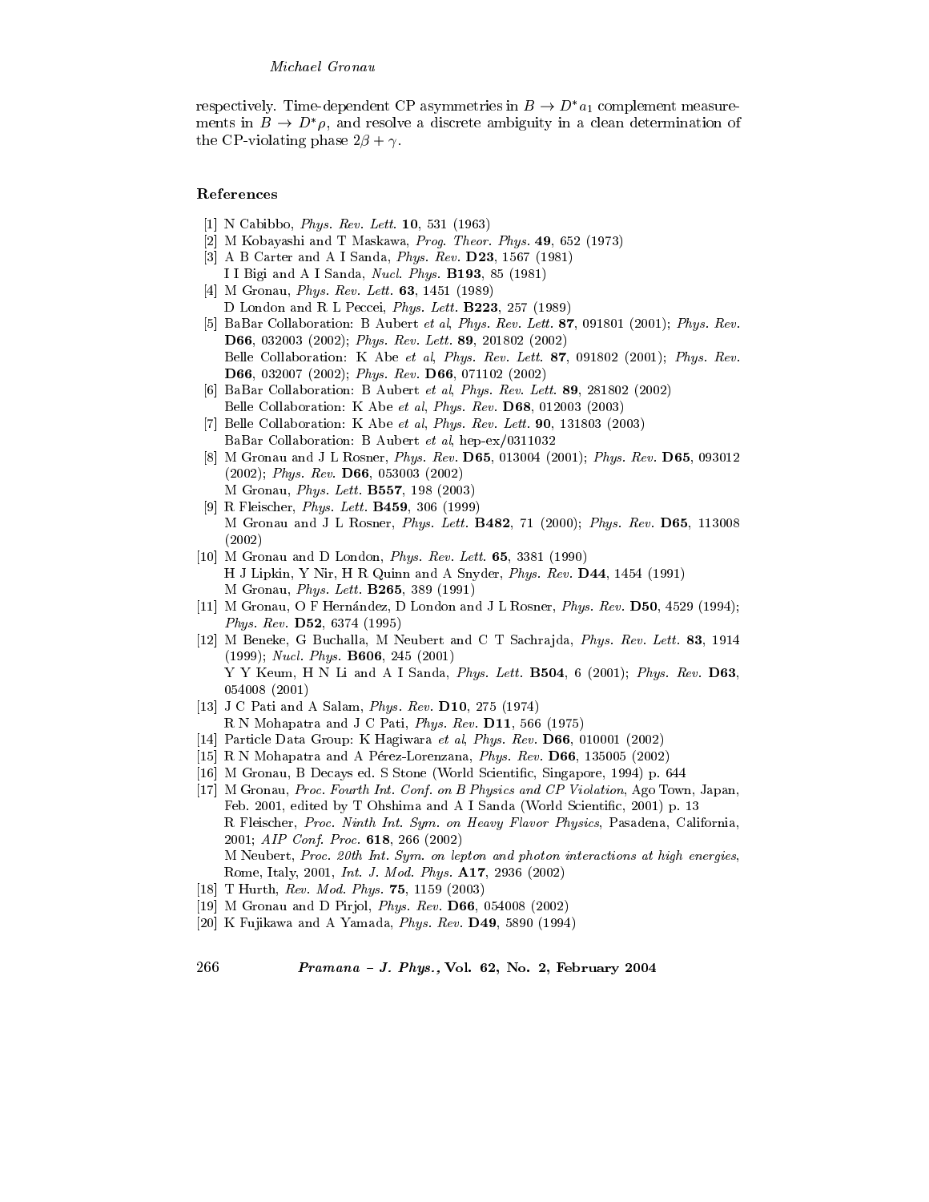respectively. Time-dependent CP asymmetries in $B \to D^* a_1$ complement measurements in $B \to D^* \rho$, and resolve a discrete ambiguity in a clean determination of the CP-violating phase $2\beta + \gamma$.

## References

[1] N Cabibbo, *Phys. Rev. Lett.* **10**, 531 (1963)

[2] M Kobayashi and T Maskawa, *Prog. Theor. Phys.* **49**, 652 (1973)

[3] A B Carter and A I Sanda, *Phys. Rev.* **D23**, 1567 (1981)
I I Bigi and A I Sanda, *Nucl. Phys.* **B193**, 85 (1981)

[4] M Gronau, *Phys. Rev. Lett.* **63**, 1451 (1989)
D London and R L Peccei, *Phys. Lett.* **B223**, 257 (1989)

[5] BaBar Collaboration: B Aubert *et al*, *Phys. Rev. Lett.* **87**, 091801 (2001); *Phys. Rev.* **D66**, 032003 (2002); *Phys. Rev. Lett.* **89**, 201802 (2002)
Belle Collaboration: K Abe *et al*, *Phys. Rev. Lett.* **87**, 091802 (2001); *Phys. Rev.* **D66**, 032007 (2002); *Phys. Rev.* **D66**, 071102 (2002)

[6] BaBar Collaboration: B Aubert *et al*, *Phys. Rev. Lett.* **89**, 281802 (2002)
Belle Collaboration: K Abe *et al*, *Phys. Rev.* **D68**, 012003 (2003)

[7] Belle Collaboration: K Abe *et al*, *Phys. Rev. Lett.* **90**, 131803 (2003)
BaBar Collaboration: B Aubert *et al*, hep-ex/0311032

[8] M Gronau and J L Rosner, *Phys. Rev.* **D65**, 013004 (2001); *Phys. Rev.* **D65**, 093012 (2002); *Phys. Rev.* **D66**, 053003 (2002)
M Gronau, *Phys. Lett.* **B557**, 198 (2003)

[9] R Fleischer, *Phys. Lett.* **B459**, 306 (1999)
M Gronau and J L Rosner, *Phys. Lett.* **B482**, 71 (2000); *Phys. Rev.* **D65**, 113008 (2002)

[10] M Gronau and D London, *Phys. Rev. Lett.* **65**, 3381 (1990)
H J Lipkin, Y Nir, H R Quinn and A Snyder, *Phys. Rev.* **D44**, 1454 (1991)
M Gronau, *Phys. Lett.* **B265**, 389 (1991)

[11] M Gronau, O F Hernández, D London and J L Rosner, *Phys. Rev.* **D50**, 4529 (1994); *Phys. Rev.* **D52**, 6374 (1995)

[12] M Beneke, G Buchalla, M Neubert and C T Sachrajda, *Phys. Rev. Lett.* **83**, 1914 (1999); *Nucl. Phys.* **B606**, 245 (2001)
Y Y Keum, H N Li and A I Sanda, *Phys. Lett.* **B504**, 6 (2001); *Phys. Rev.* **D63**, 054008 (2001)

[13] J C Pati and A Salam, *Phys. Rev.* **D10**, 275 (1974)
R N Mohapatra and J C Pati, *Phys. Rev.* **D11**, 566 (1975)

[14] Particle Data Group: K Hagiwara *et al*, *Phys. Rev.* **D66**, 010001 (2002)

[15] R N Mohapatra and A Pérez-Lorenzana, *Phys. Rev.* **D66**, 135005 (2002)

[16] M Gronau, B Decays ed. S Stone (World Scientific, Singapore, 1994) p. 644

[17] M Gronau, *Proc. Fourth Int. Conf. on B Physics and CP Violation*, Ago Town, Japan, Feb. 2001, edited by T Ohshima and A I Sanda (World Scientific, 2001) p. 13
R Fleischer, *Proc. Ninth Int. Sym. on Heavy Flavor Physics*, Pasadena, California, 2001; *AIP Conf. Proc.* **618**, 266 (2002)
M Neubert, *Proc. 20th Int. Sym. on lepton and photon interactions at high energies*, Rome, Italy, 2001, *Int. J. Mod. Phys.* **A17**, 2936 (2002)

[18] T Hurth, *Rev. Mod. Phys.* **75**, 1159 (2003)

[19] M Gronau and D Pirjol, *Phys. Rev.* **D66**, 054008 (2002)

[20] K Fujikawa and A Yamada, *Phys. Rev.* **D49**, 5890 (1994)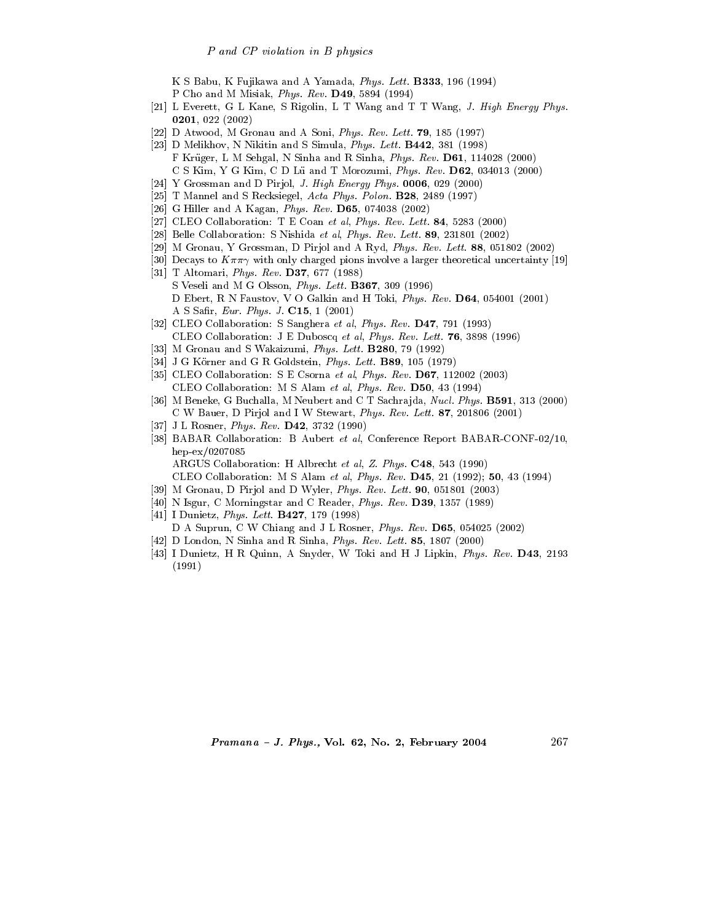K S Babu, K Fujikawa and A Yamada, *Phys. Lett.* **B333**, 196 (1994)
P Cho and M Misiak, *Phys. Rev.* **D49**, 5894 (1994)

[21] L Everett, G L Kane, S Rigolin, L T Wang and T T Wang, *J. High Energy Phys.* **0201**, 022 (2002)

[22] D Atwood, M Gronau and A Soni, *Phys. Rev. Lett.* **79**, 185 (1997)

[23] D Melikhov, N Nikitin and S Simula, *Phys. Lett.* **B442**, 381 (1998)
F Krüger, L M Sehgal, N Sinha and R Sinha, *Phys. Rev.* **D61**, 114028 (2000)
C S Kim, Y G Kim, C D Lü and T Morozumi, *Phys. Rev.* **D62**, 034013 (2000)

[24] Y Grossman and D Pirjol, *J. High Energy Phys.* **0006**, 029 (2000)

[25] T Mannel and S Recksiegel, *Acta Phys. Polon.* **B28**, 2489 (1997)

[26] G Hiller and A Kagan, *Phys. Rev.* **D65**, 074038 (2002)

[27] CLEO Collaboration: T E Coan *et al*, *Phys. Rev. Lett.* **84**, 5283 (2000)

[28] Belle Collaboration: S Nishida *et al*, *Phys. Rev. Lett.* **89**, 231801 (2002)

[29] M Gronau, Y Grossman, D Pirjol and A Ryd, *Phys. Rev. Lett.* **88**, 051802 (2002)

[30] Decays to $K\pi\pi\gamma$ with only charged pions involve a larger theoretical uncertainty [19]

[31] T Altomari, *Phys. Rev.* **D37**, 677 (1988)
S Veseli and M G Olsson, *Phys. Lett.* **B367**, 309 (1996)
D Ebert, R N Faustov, V O Galkin and H Toki, *Phys. Rev.* **D64**, 054001 (2001)
A S Safir, *Eur. Phys. J.* **C15**, 1 (2001)

[32] CLEO Collaboration: S Sanghera *et al*, *Phys. Rev.* **D47**, 791 (1993)
CLEO Collaboration: J E Duboscq *et al*, *Phys. Rev. Lett.* **76**, 3898 (1996)

[33] M Gronau and S Wakaizumi, *Phys. Lett.* **B280**, 79 (1992)

[34] J G Körner and G R Goldstein, *Phys. Lett.* **B89**, 105 (1979)

[35] CLEO Collaboration: S E Csorna *et al*, *Phys. Rev.* **D67**, 112002 (2003)
CLEO Collaboration: M S Alam *et al*, *Phys. Rev.* **D50**, 43 (1994)

[36] M Beneke, G Buchalla, M Neubert and C T Sachrajda, *Nucl. Phys.* **B591**, 313 (2000)
C W Bauer, D Pirjol and I W Stewart, *Phys. Rev. Lett.* **87**, 201806 (2001)

[37] J L Rosner, *Phys. Rev.* **D42**, 3732 (1990)

[38] BABAR Collaboration: B Aubert *et al*, Conference Report BABAR-CONF-02/10, hep-ex/0207085
ARGUS Collaboration: H Albrecht *et al*, *Z. Phys.* **C48**, 543 (1990)
CLEO Collaboration: M S Alam *et al*, *Phys. Rev.* **D45**, 21 (1992); **50**, 43 (1994)

[39] M Gronau, D Pirjol and D Wyler, *Phys. Rev. Lett.* **90**, 051801 (2003)

[40] N Isgur, C Morningstar and C Reader, *Phys. Rev.* **D39**, 1357 (1989)

[41] I Dunietz, *Phys. Lett.* **B427**, 179 (1998)
D A Suprun, C W Chiang and J L Rosner, *Phys. Rev.* **D65**, 054025 (2002)

[42] D London, N Sinha and R Sinha, *Phys. Rev. Lett.* **85**, 1807 (2000)

[43] I Dunietz, H R Quinn, A Snyder, W Toki and H J Lipkin, *Phys. Rev.* **D43**, 2193 (1991)